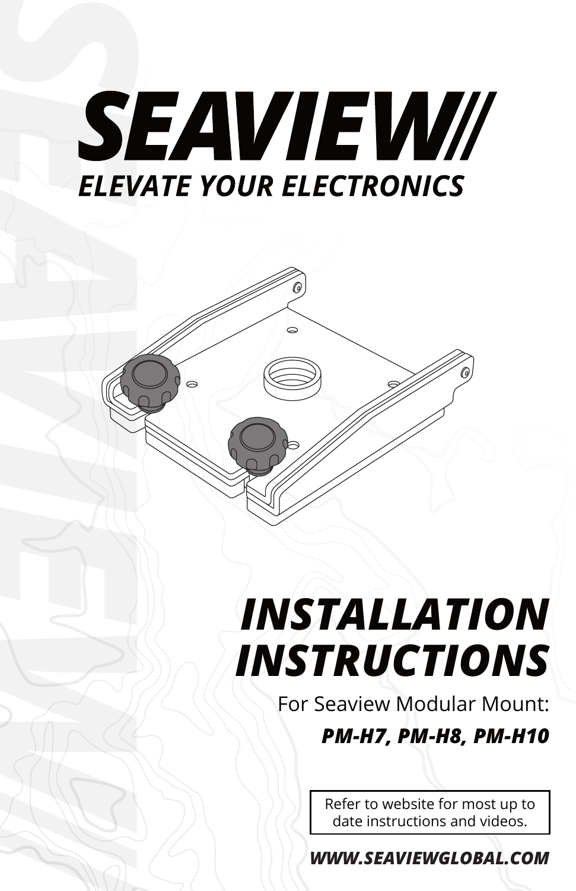# SEAVIEW

**_ELEVATE YOUR ELECTRONICS_**

# _INSTALLATION INSTRUCTIONS_

For Seaview Modular Mount:

***PM-H7, PM-H8, PM-H10***

Refer to website for most up to date instructions and videos.

***WWW.SEAVIEWGLOBAL.COM***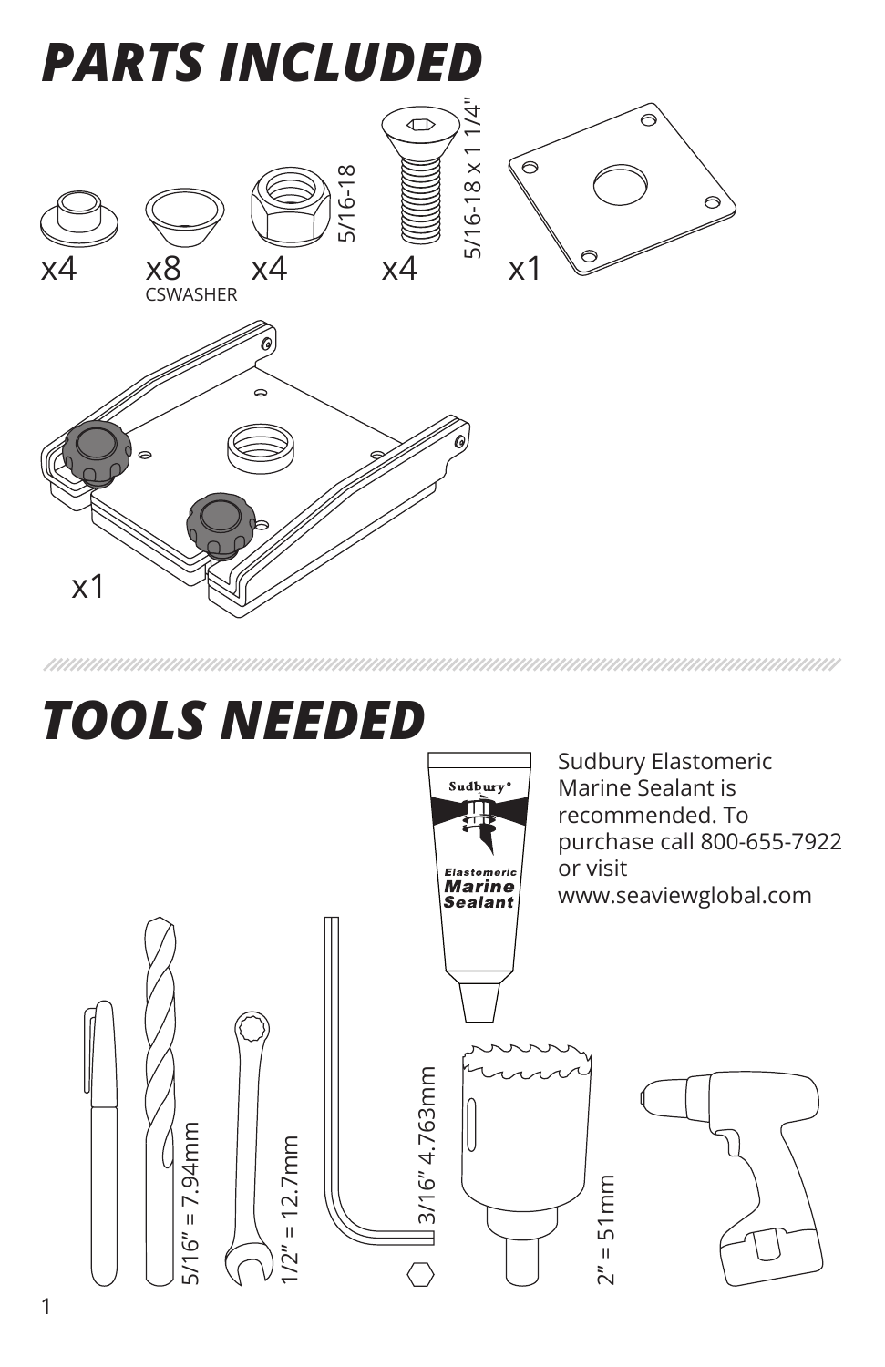# PARTS INCLUDED

x4

x8
CSWASHER

x4
5/16-18

x4
5/16-18 x 1 1/4"

x1

x1

# TOOLS NEEDED

Sudbury Elastomeric Marine Sealant is recommended. To purchase call 800-655-7922 or visit www.seaviewglobal.com

5/16" = 7.94mm

1/2" = 12.7mm

3/16" 4.763mm

2" = 51mm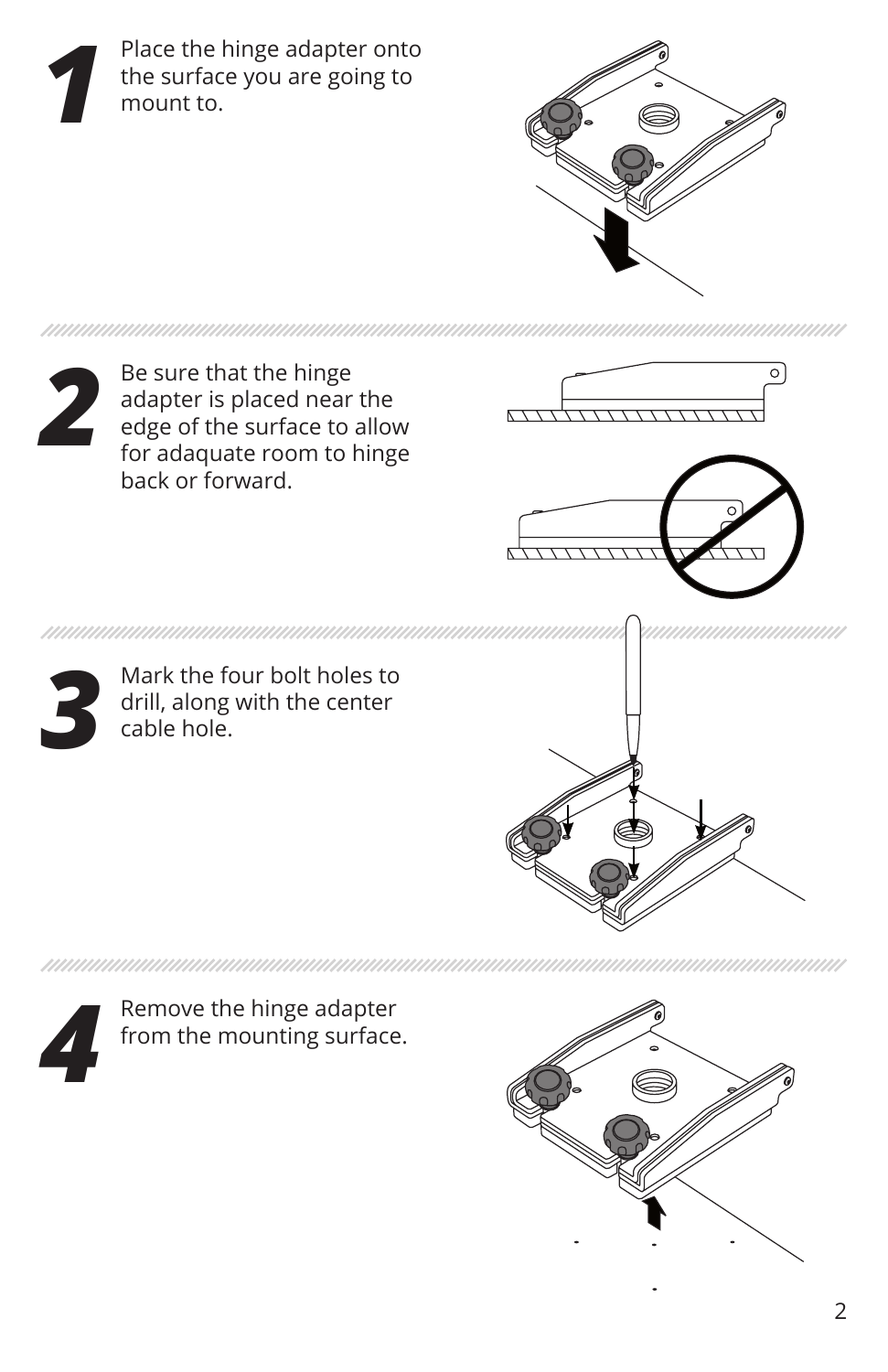**1** Place the hinge adapter onto the surface you are going to mount to.

**2** Be sure that the hinge adapter is placed near the edge of the surface to allow for adaquate room to hinge back or forward.

**3** Mark the four bolt holes to drill, along with the center cable hole.

**4** Remove the hinge adapter from the mounting surface.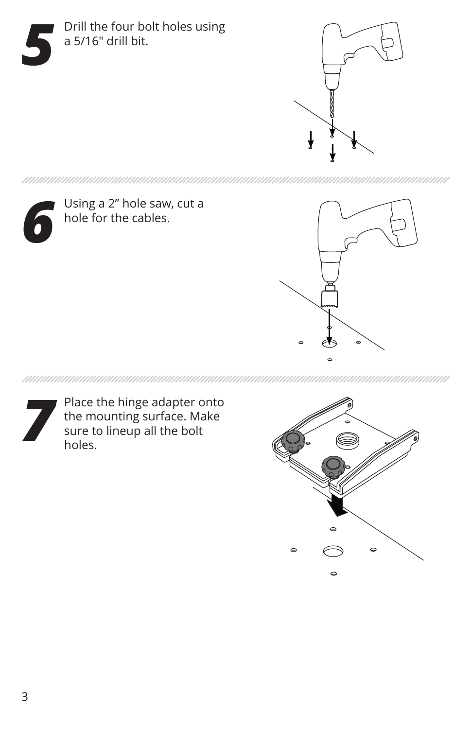**5** Drill the four bolt holes using a 5/16" drill bit.

**6** Using a 2" hole saw, cut a hole for the cables.

**7** Place the hinge adapter onto the mounting surface. Make sure to lineup all the bolt holes.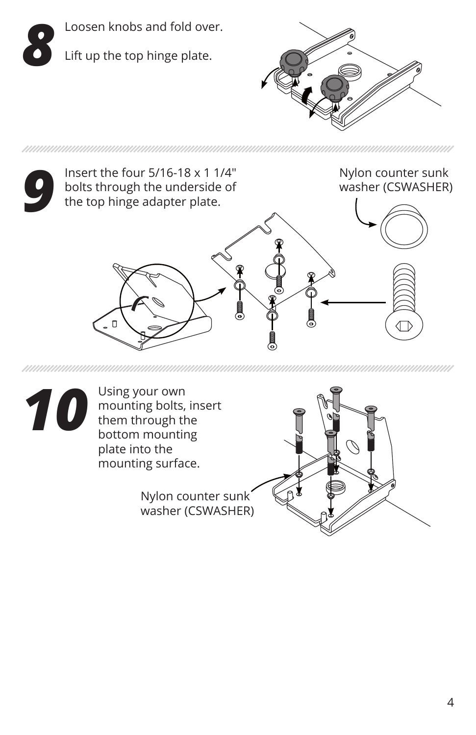## 8

Loosen knobs and fold over.

Lift up the top hinge plate.

## 9

Insert the four 5/16-18 x 1 1/4" bolts through the underside of the top hinge adapter plate.

Nylon counter sunk washer (CSWASHER)

## 10

Using your own mounting bolts, insert them through the bottom mounting plate into the mounting surface.

Nylon counter sunk washer (CSWASHER)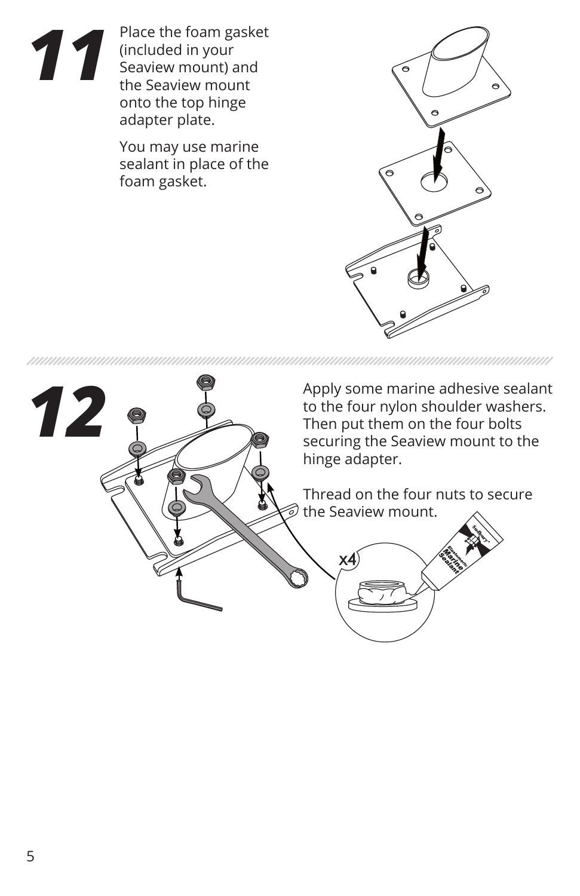## 11

Place the foam gasket (included in your Seaview mount) and the Seaview mount onto the top hinge adapter plate.

You may use marine sealant in place of the foam gasket.

## 12

Apply some marine adhesive sealant to the four nylon shoulder washers. Then put them on the four bolts securing the Seaview mount to the hinge adapter.

Thread on the four nuts to secure the Seaview mount.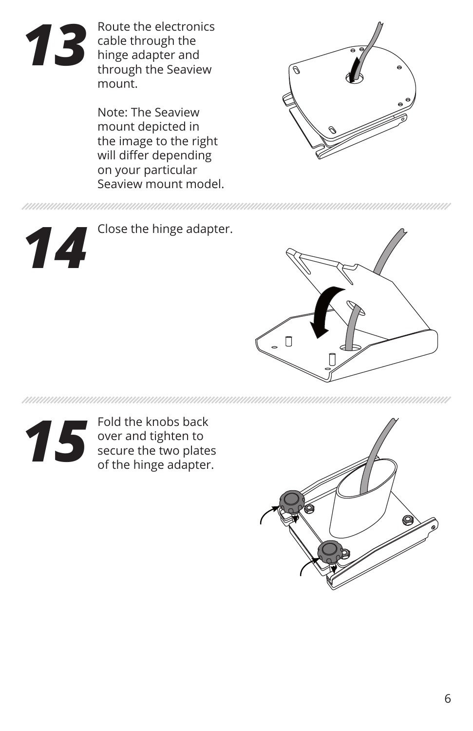## 13

Route the electronics cable through the hinge adapter and through the Seaview mount.

Note: The Seaview mount depicted in the image to the right will differ depending on your particular Seaview mount model.

## 14

Close the hinge adapter.

## 15

Fold the knobs back over and tighten to secure the two plates of the hinge adapter.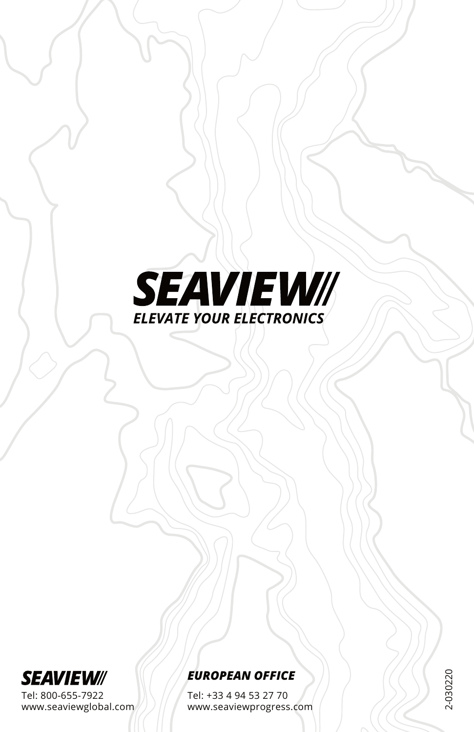# SEAVIEW

**ELEVATE YOUR ELECTRONICS**

**SEAVIEW**

Tel: 800-655-7922
www.seaviewglobal.com

***EUROPEAN OFFICE***

Tel: +33 4 94 53 27 70
www.seaviewprogress.com

2-030220